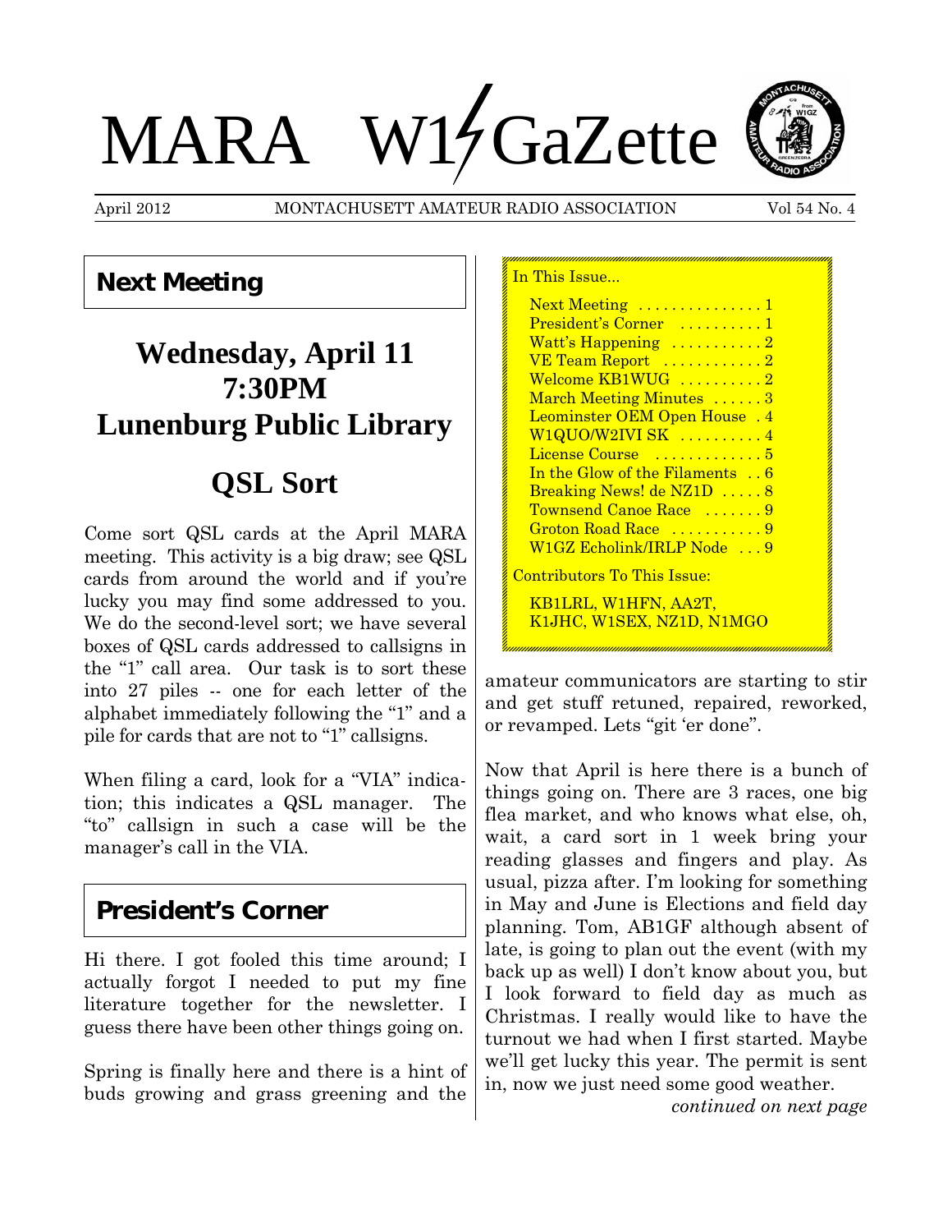# MARA W1GaZette

April 2012 MONTACHUSETT AMATEUR RADIO ASSOCIATION Vol 54 No. 4

## Next Meeting

## Wednesday, April 11
## 7:30PM
## Lunenburg Public Library

## QSL Sort

Come sort QSL cards at the April MARA meeting. This activity is a big draw; see QSL cards from around the world and if you're lucky you may find some addressed to you. We do the second-level sort; we have several boxes of QSL cards addressed to callsigns in the "1" call area. Our task is to sort these into 27 piles -- one for each letter of the alphabet immediately following the "1" and a pile for cards that are not to "1" callsigns.

When filing a card, look for a "VIA" indication; this indicates a QSL manager. The "to" callsign in such a case will be the manager's call in the VIA.

## President's Corner

Hi there. I got fooled this time around; I actually forgot I needed to put my fine literature together for the newsletter. I guess there have been other things going on.

Spring is finally here and there is a hint of buds growing and grass greening and the amateur communicators are starting to stir and get stuff retuned, repaired, reworked, or revamped. Lets "git 'er done".

Now that April is here there is a bunch of things going on. There are 3 races, one big flea market, and who knows what else, oh, wait, a card sort in 1 week bring your reading glasses and fingers and play. As usual, pizza after. I'm looking for something in May and June is Elections and field day planning. Tom, AB1GF although absent of late, is going to plan out the event (with my back up as well) I don't know about you, but I look forward to field day as much as Christmas. I really would like to have the turnout we had when I first started. Maybe we'll get lucky this year. The permit is sent in, now we just need some good weather.

*continued on next page*

**In This Issue...**

- Next Meeting ............... 1
- President's Corner .......... 1
- Watt's Happening ........... 2
- VE Team Report ............ 2
- Welcome KB1WUG .......... 2
- March Meeting Minutes ...... 3
- Leominster OEM Open House . 4
- W1QUO/W2IVI SK .......... 4
- License Course ............. 5
- In the Glow of the Filaments .. 6
- Breaking News! de NZ1D ..... 8
- Townsend Canoe Race ....... 9
- Groton Road Race ........... 9
- W1GZ Echolink/IRLP Node ... 9

**Contributors To This Issue:**

KB1LRL, W1HFN, AA2T, K1JHC, W1SEX, NZ1D, N1MGO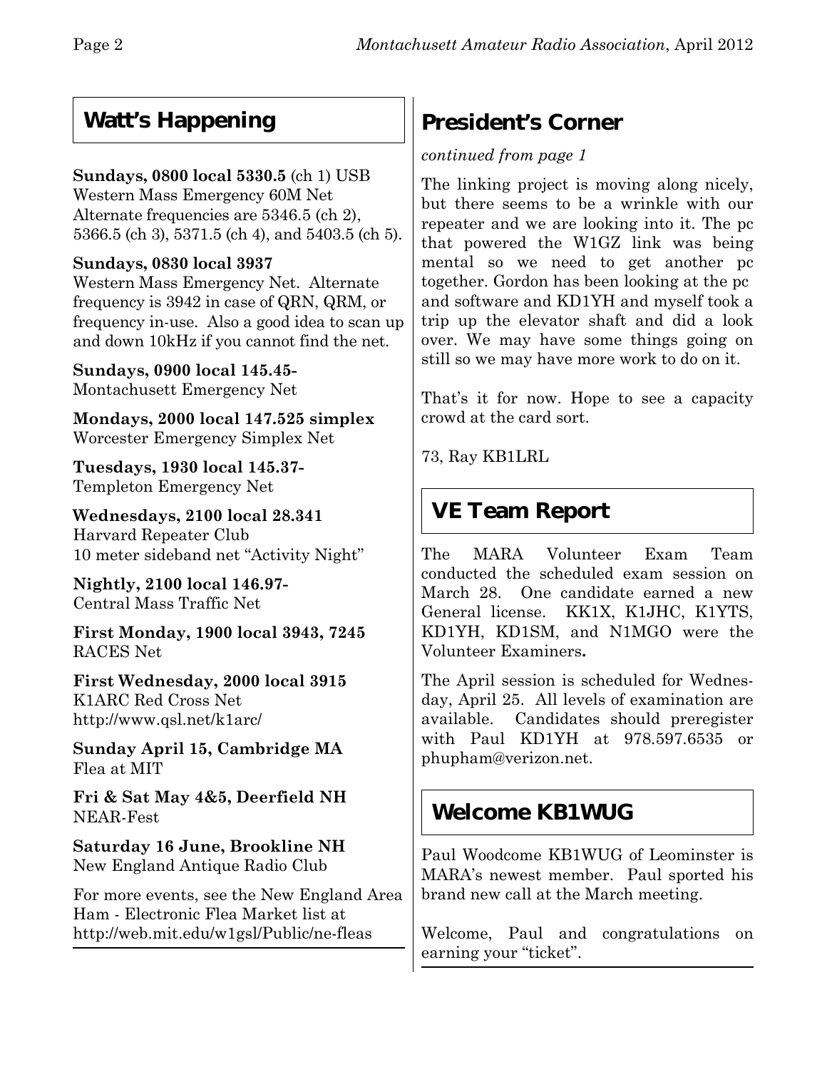## Watt's Happening

**Sundays, 0800 local 5330.5** (ch 1) USB
Western Mass Emergency 60M Net
Alternate frequencies are 5346.5 (ch 2), 5366.5 (ch 3), 5371.5 (ch 4), and 5403.5 (ch 5).

**Sundays, 0830 local 3937**
Western Mass Emergency Net. Alternate frequency is 3942 in case of QRN, QRM, or frequency in-use. Also a good idea to scan up and down 10kHz if you cannot find the net.

**Sundays, 0900 local 145.45-**
Montachusett Emergency Net

**Mondays, 2000 local 147.525 simplex**
Worcester Emergency Simplex Net

**Tuesdays, 1930 local 145.37-**
Templeton Emergency Net

**Wednesdays, 2100 local 28.341**
Harvard Repeater Club
10 meter sideband net "Activity Night"

**Nightly, 2100 local 146.97-**
Central Mass Traffic Net

**First Monday, 1900 local 3943, 7245**
RACES Net

**First Wednesday, 2000 local 3915**
K1ARC Red Cross Net
http://www.qsl.net/k1arc/

**Sunday April 15, Cambridge MA**
Flea at MIT

**Fri & Sat May 4&5, Deerfield NH**
NEAR-Fest

**Saturday 16 June, Brookline NH**
New England Antique Radio Club

For more events, see the New England Area Ham - Electronic Flea Market list at http://web.mit.edu/w1gsl/Public/ne-fleas

## President's Corner

*continued from page 1*

The linking project is moving along nicely, but there seems to be a wrinkle with our repeater and we are looking into it. The pc that powered the W1GZ link was being mental so we need to get another pc together. Gordon has been looking at the pc and software and KD1YH and myself took a trip up the elevator shaft and did a look over. We may have some things going on still so we may have more work to do on it.

That's it for now. Hope to see a capacity crowd at the card sort.

73, Ray KB1LRL

## VE Team Report

The MARA Volunteer Exam Team conducted the scheduled exam session on March 28. One candidate earned a new General license. KK1X, K1JHC, K1YTS, KD1YH, KD1SM, and N1MGO were the Volunteer Examiners.

The April session is scheduled for Wednesday, April 25. All levels of examination are available. Candidates should preregister with Paul KD1YH at 978.597.6535 or phupham@verizon.net.

## Welcome KB1WUG

Paul Woodcome KB1WUG of Leominster is MARA's newest member. Paul sported his brand new call at the March meeting.

Welcome, Paul and congratulations on earning your "ticket".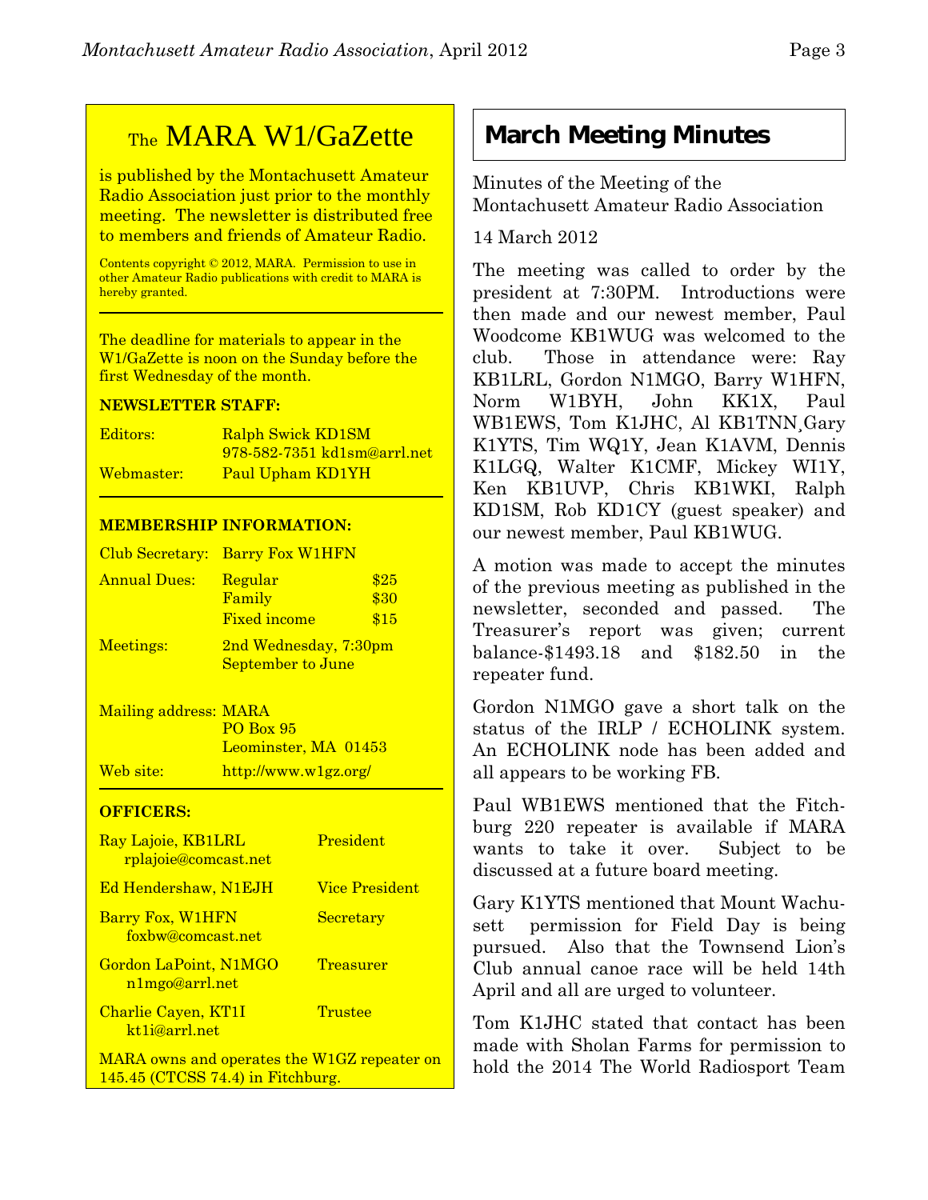## The MARA W1/GaZette

is published by the Montachusett Amateur Radio Association just prior to the monthly meeting. The newsletter is distributed free to members and friends of Amateur Radio.

Contents copyright © 2012, MARA. Permission to use in other Amateur Radio publications with credit to MARA is hereby granted.

The deadline for materials to appear in the W1/GaZette is noon on the Sunday before the first Wednesday of the month.

**NEWSLETTER STAFF:**

| | |
|---|---|
| Editors: | Ralph Swick KD1SM<br>978-582-7351 kd1sm@arrl.net |
| Webmaster: | Paul Upham KD1YH |

**MEMBERSHIP INFORMATION:**

| | | |
|---|---|---|
| Club Secretary: | Barry Fox W1HFN | |
| Annual Dues: | Regular | $25 |
| | Family | $30 |
| | Fixed income | $15 |
| Meetings: | 2nd Wednesday, 7:30pm<br>September to June | |
| Mailing address: | MARA<br>PO Box 95<br>Leominster, MA 01453 | |
| Web site: | http://www.w1gz.org/ | |

**OFFICERS:**

| | |
|---|---|
| Ray Lajoie, KB1LRL<br>rplajoie@comcast.net | President |
| Ed Hendershaw, N1EJH | Vice President |
| Barry Fox, W1HFN<br>foxbw@comcast.net | Secretary |
| Gordon LaPoint, N1MGO<br>n1mgo@arrl.net | Treasurer |
| Charlie Cayen, KT1I<br>kt1i@arrl.net | Trustee |

MARA owns and operates the W1GZ repeater on 145.45 (CTCSS 74.4) in Fitchburg.

## March Meeting Minutes

Minutes of the Meeting of the Montachusett Amateur Radio Association

14 March 2012

The meeting was called to order by the president at 7:30PM. Introductions were then made and our newest member, Paul Woodcome KB1WUG was welcomed to the club. Those in attendance were: Ray KB1LRL, Gordon N1MGO, Barry W1HFN, Norm W1BYH, John KK1X, Paul WB1EWS, Tom K1JHC, Al KB1TNN¸Gary K1YTS, Tim WQ1Y, Jean K1AVM, Dennis K1LGQ, Walter K1CMF, Mickey WI1Y, Ken KB1UVP, Chris KB1WKI, Ralph KD1SM, Rob KD1CY (guest speaker) and our newest member, Paul KB1WUG.

A motion was made to accept the minutes of the previous meeting as published in the newsletter, seconded and passed. The Treasurer's report was given; current balance-$1493.18 and $182.50 in the repeater fund.

Gordon N1MGO gave a short talk on the status of the IRLP / ECHOLINK system. An ECHOLINK node has been added and all appears to be working FB.

Paul WB1EWS mentioned that the Fitchburg 220 repeater is available if MARA wants to take it over. Subject to be discussed at a future board meeting.

Gary K1YTS mentioned that Mount Wachusett permission for Field Day is being pursued. Also that the Townsend Lion's Club annual canoe race will be held 14th April and all are urged to volunteer.

Tom K1JHC stated that contact has been made with Sholan Farms for permission to hold the 2014 The World Radiosport Team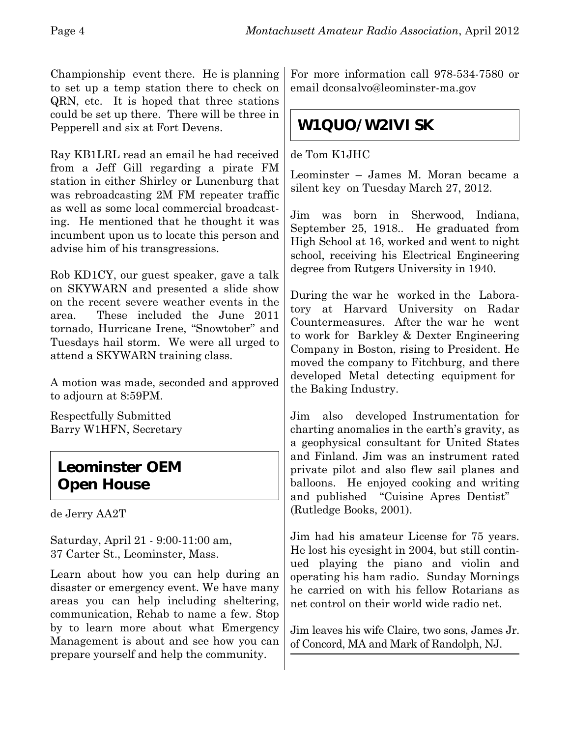Championship event there. He is planning to set up a temp station there to check on QRN, etc. It is hoped that three stations could be set up there. There will be three in Pepperell and six at Fort Devens.

Ray KB1LRL read an email he had received from a Jeff Gill regarding a pirate FM station in either Shirley or Lunenburg that was rebroadcasting 2M FM repeater traffic as well as some local commercial broadcasting. He mentioned that he thought it was incumbent upon us to locate this person and advise him of his transgressions.

Rob KD1CY, our guest speaker, gave a talk on SKYWARN and presented a slide show on the recent severe weather events in the area. These included the June 2011 tornado, Hurricane Irene, "Snowtober" and Tuesdays hail storm. We were all urged to attend a SKYWARN training class.

A motion was made, seconded and approved to adjourn at 8:59PM.

Respectfully Submitted
Barry W1HFN, Secretary

## Leominster OEM Open House

de Jerry AA2T

Saturday, April 21 - 9:00-11:00 am,
37 Carter St., Leominster, Mass.

Learn about how you can help during an disaster or emergency event. We have many areas you can help including sheltering, communication, Rehab to name a few. Stop by to learn more about what Emergency Management is about and see how you can prepare yourself and help the community.

For more information call 978-534-7580 or email dconsalvo@leominster-ma.gov

## W1QUO/W2IVI SK

de Tom K1JHC

Leominster – James M. Moran became a silent key on Tuesday March 27, 2012.

Jim was born in Sherwood, Indiana, September 25, 1918.. He graduated from High School at 16, worked and went to night school, receiving his Electrical Engineering degree from Rutgers University in 1940.

During the war he worked in the Laboratory at Harvard University on Radar Countermeasures. After the war he went to work for Barkley & Dexter Engineering Company in Boston, rising to President. He moved the company to Fitchburg, and there developed Metal detecting equipment for the Baking Industry.

Jim also developed Instrumentation for charting anomalies in the earth's gravity, as a geophysical consultant for United States and Finland. Jim was an instrument rated private pilot and also flew sail planes and balloons. He enjoyed cooking and writing and published "Cuisine Apres Dentist" (Rutledge Books, 2001).

Jim had his amateur License for 75 years. He lost his eyesight in 2004, but still continued playing the piano and violin and operating his ham radio. Sunday Mornings he carried on with his fellow Rotarians as net control on their world wide radio net.

Jim leaves his wife Claire, two sons, James Jr. of Concord, MA and Mark of Randolph, NJ.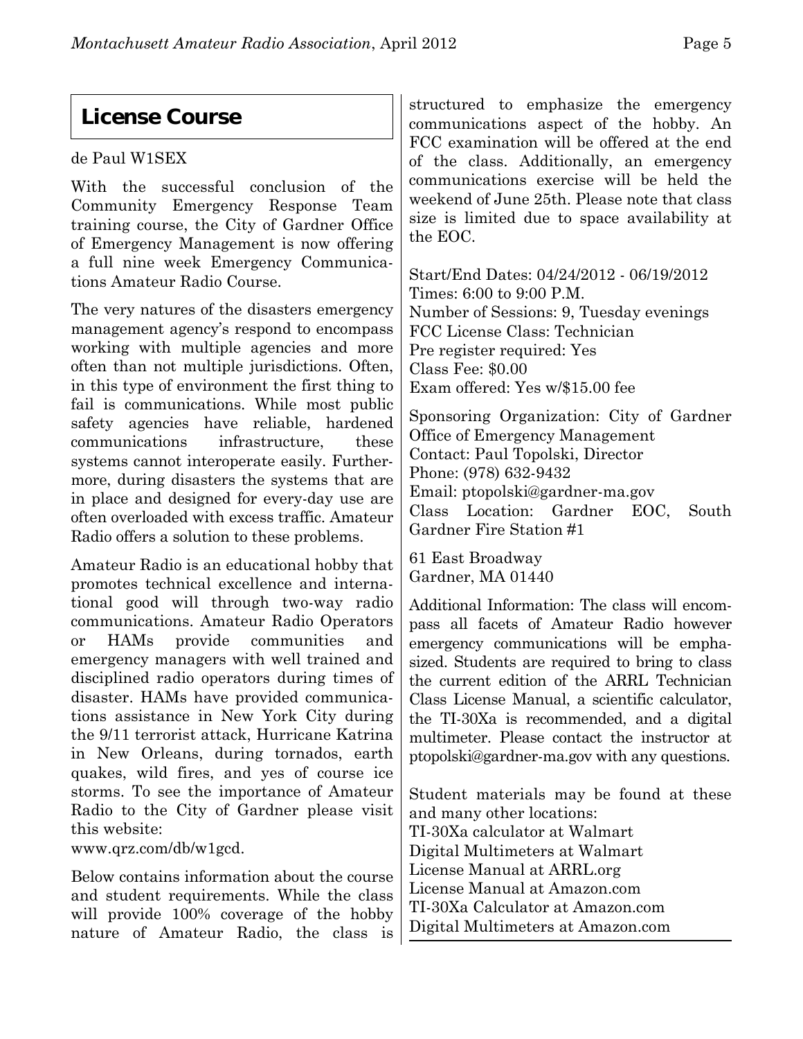## License Course

de Paul W1SEX

With the successful conclusion of the Community Emergency Response Team training course, the City of Gardner Office of Emergency Management is now offering a full nine week Emergency Communications Amateur Radio Course.

The very natures of the disasters emergency management agency's respond to encompass working with multiple agencies and more often than not multiple jurisdictions. Often, in this type of environment the first thing to fail is communications. While most public safety agencies have reliable, hardened communications infrastructure, these systems cannot interoperate easily. Furthermore, during disasters the systems that are in place and designed for every-day use are often overloaded with excess traffic. Amateur Radio offers a solution to these problems.

Amateur Radio is an educational hobby that promotes technical excellence and international good will through two-way radio communications. Amateur Radio Operators or HAMs provide communities and emergency managers with well trained and disciplined radio operators during times of disaster. HAMs have provided communications assistance in New York City during the 9/11 terrorist attack, Hurricane Katrina in New Orleans, during tornados, earth quakes, wild fires, and yes of course ice storms. To see the importance of Amateur Radio to the City of Gardner please visit this website:
www.qrz.com/db/w1gcd.

Below contains information about the course and student requirements. While the class will provide 100% coverage of the hobby nature of Amateur Radio, the class is structured to emphasize the emergency communications aspect of the hobby. An FCC examination will be offered at the end of the class. Additionally, an emergency communications exercise will be held the weekend of June 25th. Please note that class size is limited due to space availability at the EOC.

Start/End Dates: 04/24/2012 - 06/19/2012
Times: 6:00 to 9:00 P.M.
Number of Sessions: 9, Tuesday evenings
FCC License Class: Technician
Pre register required: Yes
Class Fee: $0.00
Exam offered: Yes w/$15.00 fee

Sponsoring Organization: City of Gardner Office of Emergency Management
Contact: Paul Topolski, Director
Phone: (978) 632-9432
Email: ptopolski@gardner-ma.gov
Class Location: Gardner EOC, South Gardner Fire Station #1

61 East Broadway
Gardner, MA 01440

Additional Information: The class will encompass all facets of Amateur Radio however emergency communications will be emphasized. Students are required to bring to class the current edition of the ARRL Technician Class License Manual, a scientific calculator, the TI-30Xa is recommended, and a digital multimeter. Please contact the instructor at ptopolski@gardner-ma.gov with any questions.

Student materials may be found at these and many other locations:
TI-30Xa calculator at Walmart
Digital Multimeters at Walmart
License Manual at ARRL.org
License Manual at Amazon.com
TI-30Xa Calculator at Amazon.com
Digital Multimeters at Amazon.com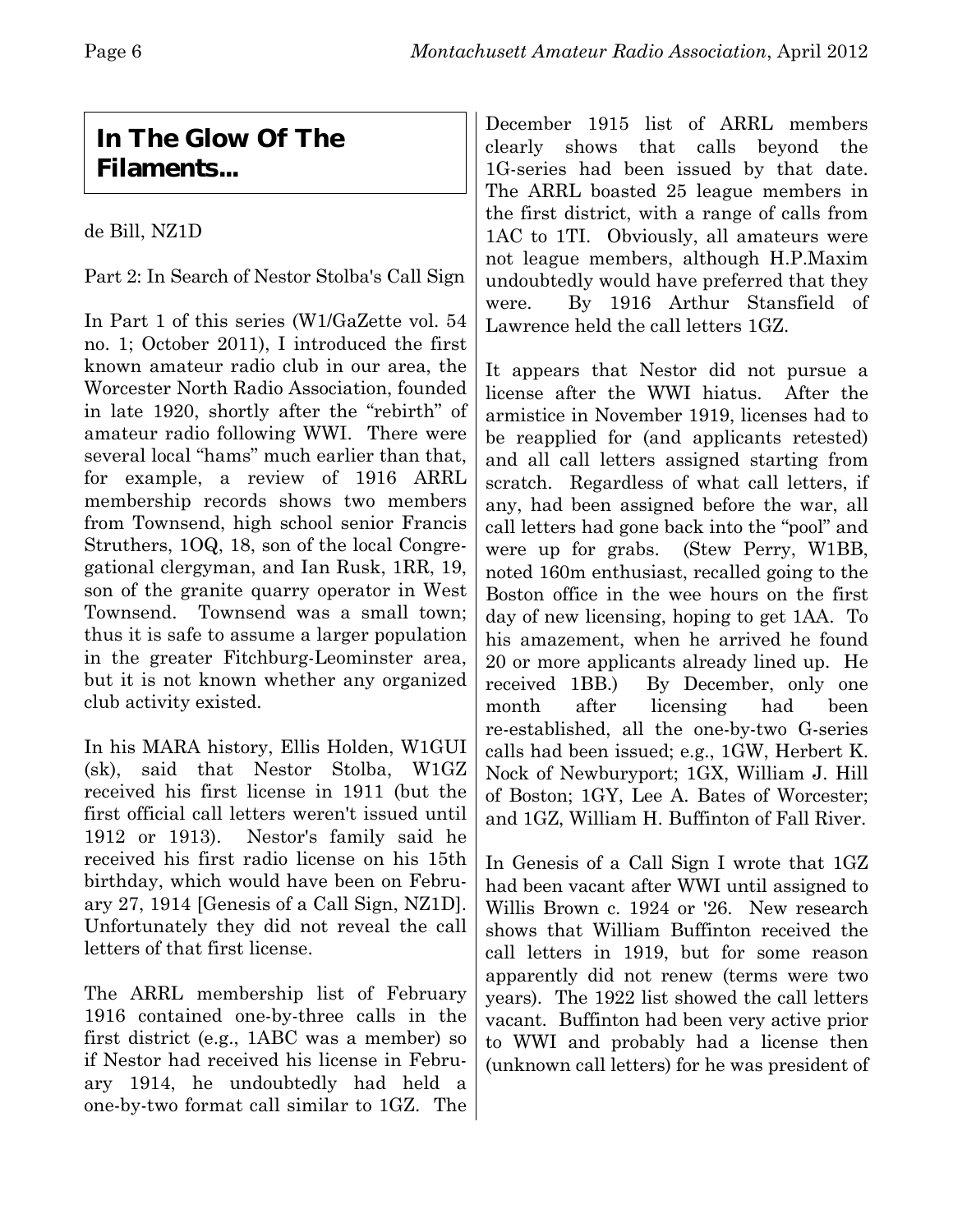## In The Glow Of The Filaments...

de Bill, NZ1D

Part 2: In Search of Nestor Stolba's Call Sign

In Part 1 of this series (W1/GaZette vol. 54 no. 1; October 2011), I introduced the first known amateur radio club in our area, the Worcester North Radio Association, founded in late 1920, shortly after the "rebirth" of amateur radio following WWI. There were several local "hams" much earlier than that, for example, a review of 1916 ARRL membership records shows two members from Townsend, high school senior Francis Struthers, 1OQ, 18, son of the local Congregational clergyman, and Ian Rusk, 1RR, 19, son of the granite quarry operator in West Townsend. Townsend was a small town; thus it is safe to assume a larger population in the greater Fitchburg-Leominster area, but it is not known whether any organized club activity existed.

In his MARA history, Ellis Holden, W1GUI (sk), said that Nestor Stolba, W1GZ received his first license in 1911 (but the first official call letters weren't issued until 1912 or 1913). Nestor's family said he received his first radio license on his 15th birthday, which would have been on February 27, 1914 [Genesis of a Call Sign, NZ1D]. Unfortunately they did not reveal the call letters of that first license.

The ARRL membership list of February 1916 contained one-by-three calls in the first district (e.g., 1ABC was a member) so if Nestor had received his license in February 1914, he undoubtedly had held a one-by-two format call similar to 1GZ. The December 1915 list of ARRL members clearly shows that calls beyond the 1G-series had been issued by that date. The ARRL boasted 25 league members in the first district, with a range of calls from 1AC to 1TI. Obviously, all amateurs were not league members, although H.P.Maxim undoubtedly would have preferred that they were. By 1916 Arthur Stansfield of Lawrence held the call letters 1GZ.

It appears that Nestor did not pursue a license after the WWI hiatus. After the armistice in November 1919, licenses had to be reapplied for (and applicants retested) and all call letters assigned starting from scratch. Regardless of what call letters, if any, had been assigned before the war, all call letters had gone back into the "pool" and were up for grabs. (Stew Perry, W1BB, noted 160m enthusiast, recalled going to the Boston office in the wee hours on the first day of new licensing, hoping to get 1AA. To his amazement, when he arrived he found 20 or more applicants already lined up. He received 1BB.) By December, only one month after licensing had been re-established, all the one-by-two G-series calls had been issued; e.g., 1GW, Herbert K. Nock of Newburyport; 1GX, William J. Hill of Boston; 1GY, Lee A. Bates of Worcester; and 1GZ, William H. Buffinton of Fall River.

In Genesis of a Call Sign I wrote that 1GZ had been vacant after WWI until assigned to Willis Brown c. 1924 or '26. New research shows that William Buffinton received the call letters in 1919, but for some reason apparently did not renew (terms were two years). The 1922 list showed the call letters vacant. Buffinton had been very active prior to WWI and probably had a license then (unknown call letters) for he was president of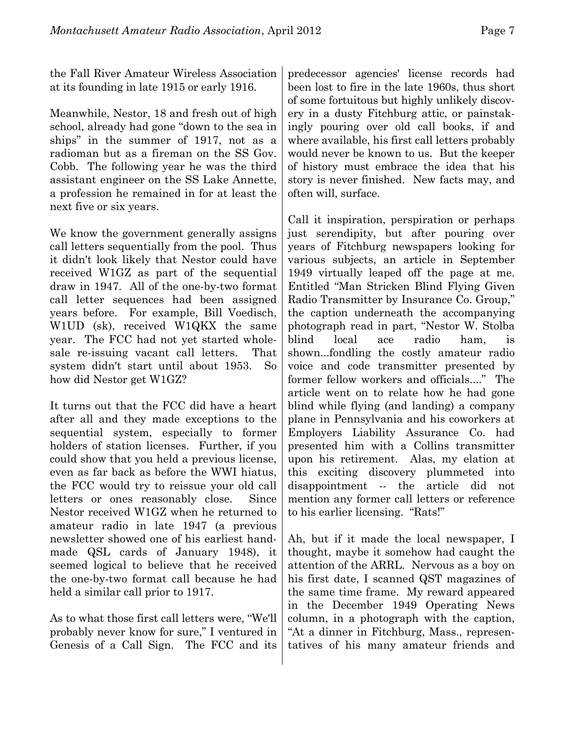the Fall River Amateur Wireless Association at its founding in late 1915 or early 1916.

Meanwhile, Nestor, 18 and fresh out of high school, already had gone "down to the sea in ships" in the summer of 1917, not as a radioman but as a fireman on the SS Gov. Cobb. The following year he was the third assistant engineer on the SS Lake Annette, a profession he remained in for at least the next five or six years.

We know the government generally assigns call letters sequentially from the pool. Thus it didn't look likely that Nestor could have received W1GZ as part of the sequential draw in 1947. All of the one-by-two format call letter sequences had been assigned years before. For example, Bill Voedisch, W1UD (sk), received W1QKX the same year. The FCC had not yet started wholesale re-issuing vacant call letters. That system didn't start until about 1953. So how did Nestor get W1GZ?

It turns out that the FCC did have a heart after all and they made exceptions to the sequential system, especially to former holders of station licenses. Further, if you could show that you held a previous license, even as far back as before the WWI hiatus, the FCC would try to reissue your old call letters or ones reasonably close. Since Nestor received W1GZ when he returned to amateur radio in late 1947 (a previous newsletter showed one of his earliest handmade QSL cards of January 1948), it seemed logical to believe that he received the one-by-two format call because he had held a similar call prior to 1917.

As to what those first call letters were, "We'll probably never know for sure," I ventured in Genesis of a Call Sign. The FCC and its predecessor agencies' license records had been lost to fire in the late 1960s, thus short of some fortuitous but highly unlikely discovery in a dusty Fitchburg attic, or painstakingly pouring over old call books, if and where available, his first call letters probably would never be known to us. But the keeper of history must embrace the idea that his story is never finished. New facts may, and often will, surface.

Call it inspiration, perspiration or perhaps just serendipity, but after pouring over years of Fitchburg newspapers looking for various subjects, an article in September 1949 virtually leaped off the page at me. Entitled "Man Stricken Blind Flying Given Radio Transmitter by Insurance Co. Group," the caption underneath the accompanying photograph read in part, "Nestor W. Stolba blind local ace radio ham, is shown...fondling the costly amateur radio voice and code transmitter presented by former fellow workers and officials...." The article went on to relate how he had gone blind while flying (and landing) a company plane in Pennsylvania and his coworkers at Employers Liability Assurance Co. had presented him with a Collins transmitter upon his retirement. Alas, my elation at this exciting discovery plummeted into disappointment -- the article did not mention any former call letters or reference to his earlier licensing. "Rats!"

Ah, but if it made the local newspaper, I thought, maybe it somehow had caught the attention of the ARRL. Nervous as a boy on his first date, I scanned QST magazines of the same time frame. My reward appeared in the December 1949 Operating News column, in a photograph with the caption, "At a dinner in Fitchburg, Mass., representatives of his many amateur friends and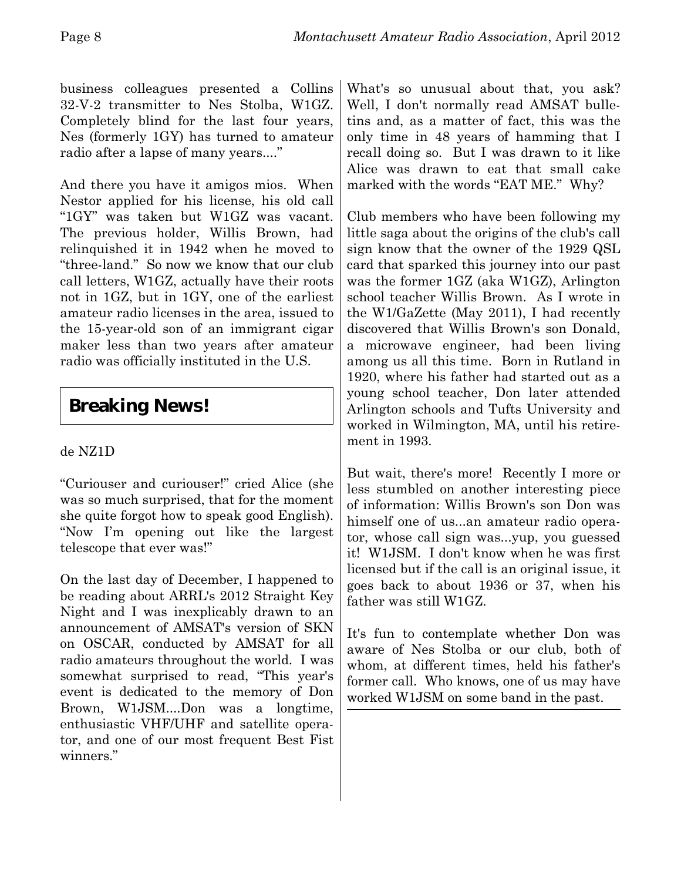business colleagues presented a Collins 32-V-2 transmitter to Nes Stolba, W1GZ. Completely blind for the last four years, Nes (formerly 1GY) has turned to amateur radio after a lapse of many years...."

And there you have it amigos mios. When Nestor applied for his license, his old call "1GY" was taken but W1GZ was vacant. The previous holder, Willis Brown, had relinquished it in 1942 when he moved to "three-land." So now we know that our club call letters, W1GZ, actually have their roots not in 1GZ, but in 1GY, one of the earliest amateur radio licenses in the area, issued to the 15-year-old son of an immigrant cigar maker less than two years after amateur radio was officially instituted in the U.S.

## Breaking News!

de NZ1D

"Curiouser and curiouser!" cried Alice (she was so much surprised, that for the moment she quite forgot how to speak good English). "Now I'm opening out like the largest telescope that ever was!"

On the last day of December, I happened to be reading about ARRL's 2012 Straight Key Night and I was inexplicably drawn to an announcement of AMSAT's version of SKN on OSCAR, conducted by AMSAT for all radio amateurs throughout the world. I was somewhat surprised to read, "This year's event is dedicated to the memory of Don Brown, W1JSM....Don was a longtime, enthusiastic VHF/UHF and satellite operator, and one of our most frequent Best Fist winners."

What's so unusual about that, you ask? Well, I don't normally read AMSAT bulletins and, as a matter of fact, this was the only time in 48 years of hamming that I recall doing so. But I was drawn to it like Alice was drawn to eat that small cake marked with the words "EAT ME." Why?

Club members who have been following my little saga about the origins of the club's call sign know that the owner of the 1929 QSL card that sparked this journey into our past was the former 1GZ (aka W1GZ), Arlington school teacher Willis Brown. As I wrote in the W1/GaZette (May 2011), I had recently discovered that Willis Brown's son Donald, a microwave engineer, had been living among us all this time. Born in Rutland in 1920, where his father had started out as a young school teacher, Don later attended Arlington schools and Tufts University and worked in Wilmington, MA, until his retirement in 1993.

But wait, there's more! Recently I more or less stumbled on another interesting piece of information: Willis Brown's son Don was himself one of us...an amateur radio operator, whose call sign was...yup, you guessed it! W1JSM. I don't know when he was first licensed but if the call is an original issue, it goes back to about 1936 or 37, when his father was still W1GZ.

It's fun to contemplate whether Don was aware of Nes Stolba or our club, both of whom, at different times, held his father's former call. Who knows, one of us may have worked W1JSM on some band in the past.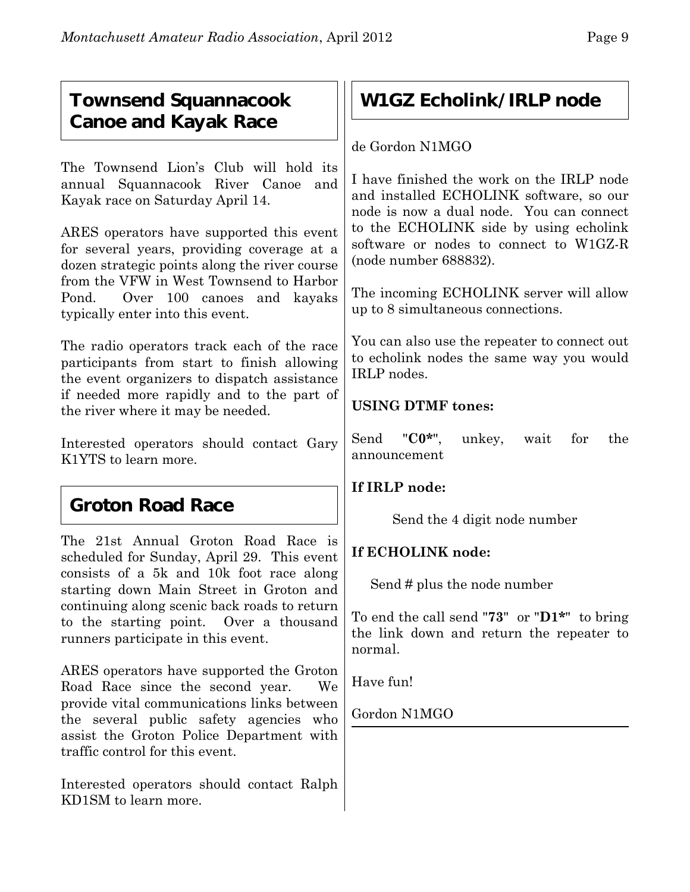## Townsend Squannacook Canoe and Kayak Race

The Townsend Lion's Club will hold its annual Squannacook River Canoe and Kayak race on Saturday April 14.

ARES operators have supported this event for several years, providing coverage at a dozen strategic points along the river course from the VFW in West Townsend to Harbor Pond. Over 100 canoes and kayaks typically enter into this event.

The radio operators track each of the race participants from start to finish allowing the event organizers to dispatch assistance if needed more rapidly and to the part of the river where it may be needed.

Interested operators should contact Gary K1YTS to learn more.

## Groton Road Race

The 21st Annual Groton Road Race is scheduled for Sunday, April 29. This event consists of a 5k and 10k foot race along starting down Main Street in Groton and continuing along scenic back roads to return to the starting point. Over a thousand runners participate in this event.

ARES operators have supported the Groton Road Race since the second year. We provide vital communications links between the several public safety agencies who assist the Groton Police Department with traffic control for this event.

Interested operators should contact Ralph KD1SM to learn more.

## W1GZ Echolink/IRLP node

de Gordon N1MGO

I have finished the work on the IRLP node and installed ECHOLINK software, so our node is now a dual node. You can connect to the ECHOLINK side by using echolink software or nodes to connect to W1GZ-R (node number 688832).

The incoming ECHOLINK server will allow up to 8 simultaneous connections.

You can also use the repeater to connect out to echolink nodes the same way you would IRLP nodes.

**USING DTMF tones:**

Send "**C0***", unkey, wait for the announcement

**If IRLP node:**

Send the 4 digit node number

**If ECHOLINK node:**

Send # plus the node number

To end the call send "**73**" or "**D1***" to bring the link down and return the repeater to normal.

Have fun!

Gordon N1MGO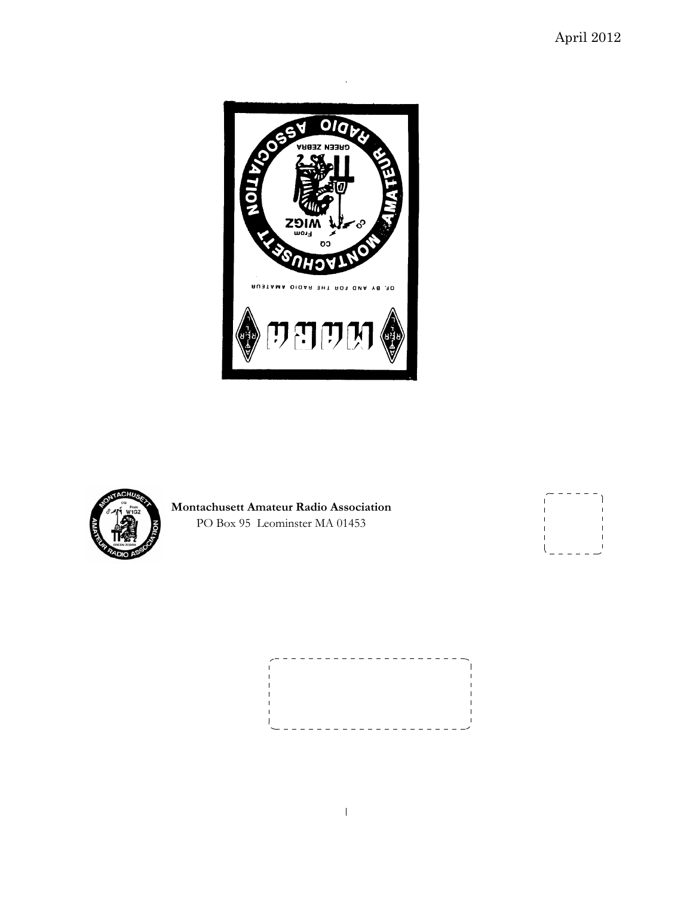Montachusett Amateur Radio Association

PO Box 95 Leominster MA 01453